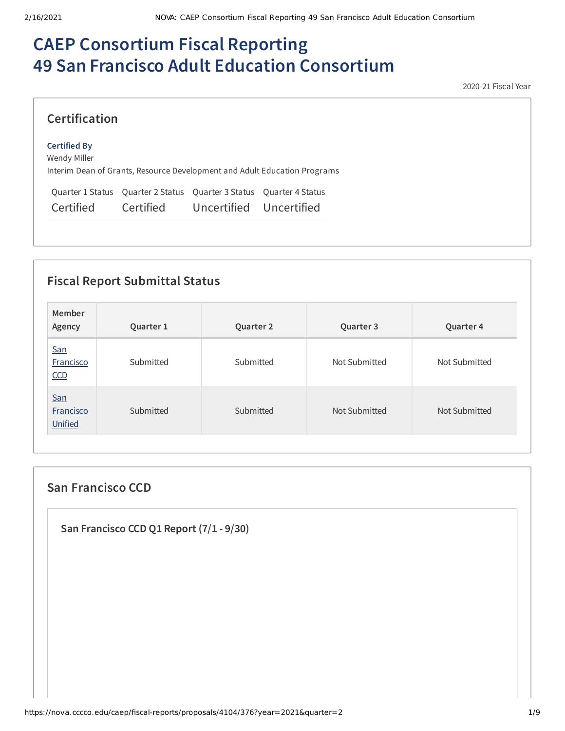# CAEP Consortium Fiscal Reporting
# 49 San Francisco Adult Education Consortium

2020-21 Fiscal Year

## Certification

**Certified By**
Wendy Miller
Interim Dean of Grants, Resource Development and Adult Education Programs

| Quarter 1 Status | Quarter 2 Status | Quarter 3 Status | Quarter 4 Status |
|---|---|---|---|
| Certified | Certified | Uncertified | Uncertified |

## Fiscal Report Submittal Status

| Member Agency | Quarter 1 | Quarter 2 | Quarter 3 | Quarter 4 |
|---|---|---|---|---|
| San Francisco CCD | Submitted | Submitted | Not Submitted | Not Submitted |
| San Francisco Unified | Submitted | Submitted | Not Submitted | Not Submitted |

## San Francisco CCD

### San Francisco CCD Q1 Report (7/1 - 9/30)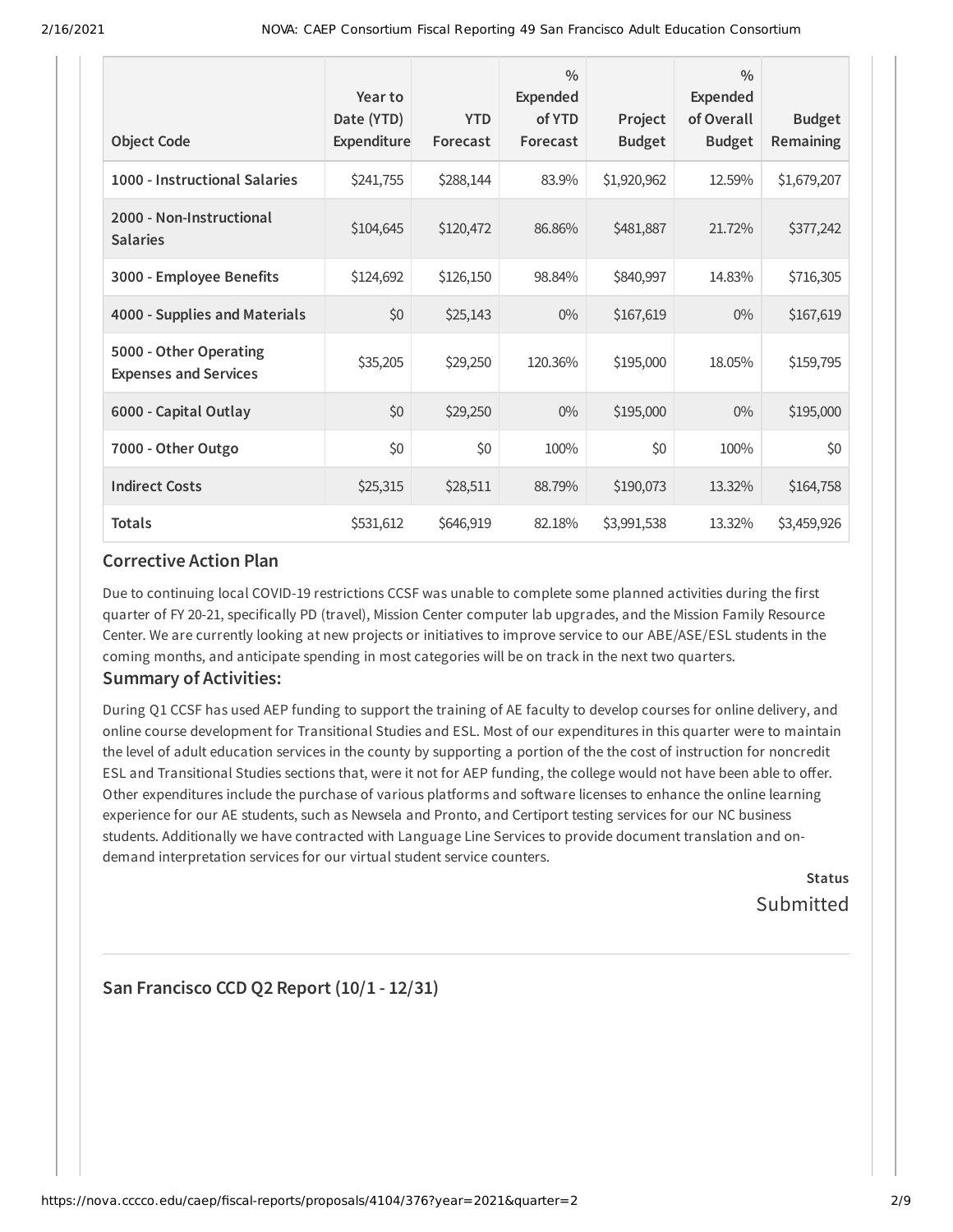| Object Code | Year to Date (YTD) Expenditure | YTD Forecast | % Expended of YTD Forecast | Project Budget | % Expended of Overall Budget | Budget Remaining |
|---|---|---|---|---|---|---|
| **1000 - Instructional Salaries** | $241,755 | $288,144 | 83.9% | $1,920,962 | 12.59% | $1,679,207 |
| **2000 - Non-Instructional Salaries** | $104,645 | $120,472 | 86.86% | $481,887 | 21.72% | $377,242 |
| **3000 - Employee Benefits** | $124,692 | $126,150 | 98.84% | $840,997 | 14.83% | $716,305 |
| **4000 - Supplies and Materials** | $0 | $25,143 | 0% | $167,619 | 0% | $167,619 |
| **5000 - Other Operating Expenses and Services** | $35,205 | $29,250 | 120.36% | $195,000 | 18.05% | $159,795 |
| **6000 - Capital Outlay** | $0 | $29,250 | 0% | $195,000 | 0% | $195,000 |
| **7000 - Other Outgo** | $0 | $0 | 100% | $0 | 100% | $0 |
| **Indirect Costs** | $25,315 | $28,511 | 88.79% | $190,073 | 13.32% | $164,758 |
| **Totals** | $531,612 | $646,919 | 82.18% | $3,991,538 | 13.32% | $3,459,926 |

### Corrective Action Plan

Due to continuing local COVID-19 restrictions CCSF was unable to complete some planned activities during the first quarter of FY 20-21, specifically PD (travel), Mission Center computer lab upgrades, and the Mission Family Resource Center. We are currently looking at new projects or initiatives to improve service to our ABE/ASE/ESL students in the coming months, and anticipate spending in most categories will be on track in the next two quarters.

### Summary of Activities:

During Q1 CCSF has used AEP funding to support the training of AE faculty to develop courses for online delivery, and online course development for Transitional Studies and ESL. Most of our expenditures in this quarter were to maintain the level of adult education services in the county by supporting a portion of the the cost of instruction for noncredit ESL and Transitional Studies sections that, were it not for AEP funding, the college would not have been able to offer. Other expenditures include the purchase of various platforms and software licenses to enhance the online learning experience for our AE students, such as Newsela and Pronto, and Certiport testing services for our NC business students. Additionally we have contracted with Language Line Services to provide document translation and on-demand interpretation services for our virtual student service counters.

**Status**

Submitted

## San Francisco CCD Q2 Report (10/1 - 12/31)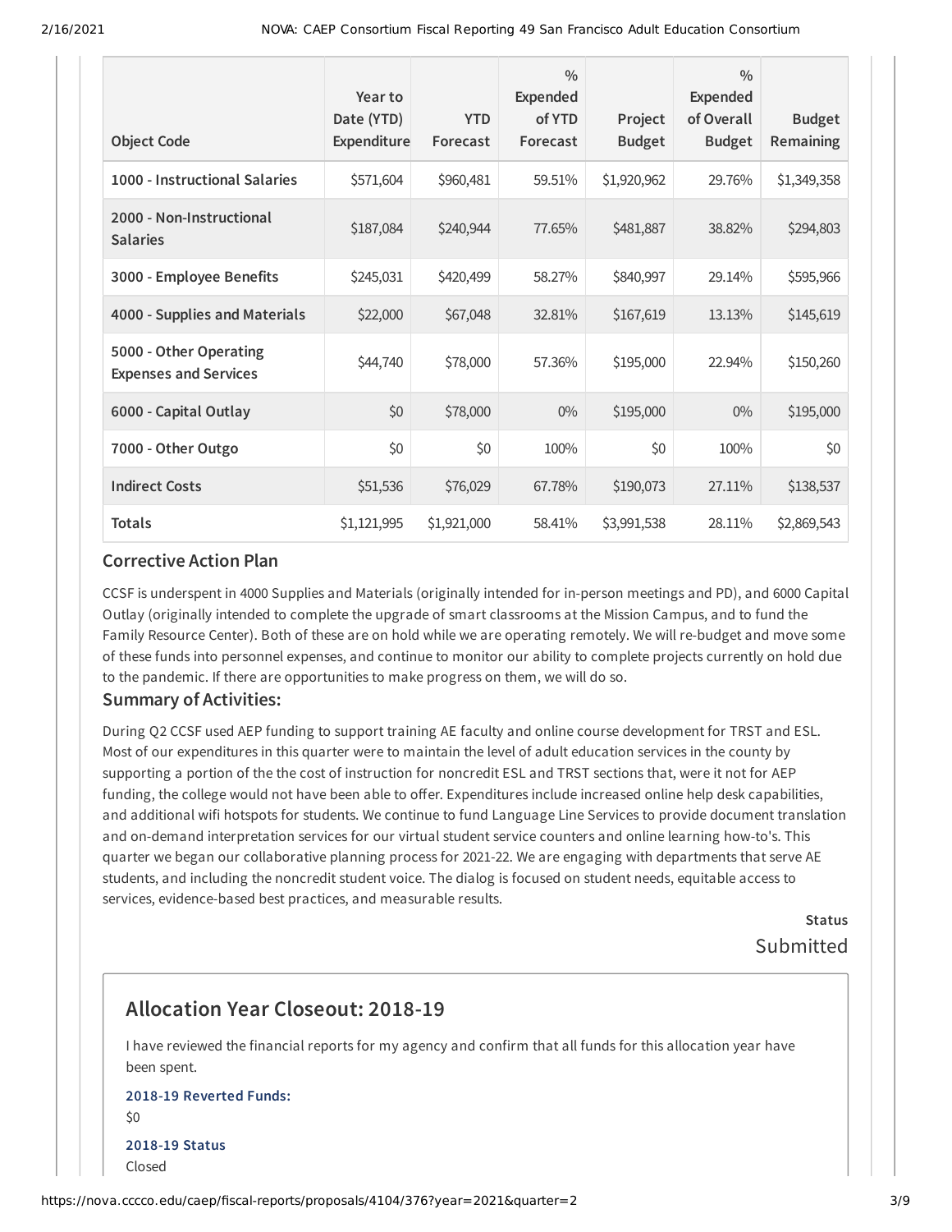| Object Code | Year to Date (YTD) Expenditure | YTD Forecast | % Expended of YTD Forecast | Project Budget | % Expended of Overall Budget | Budget Remaining |
|---|---|---|---|---|---|---|
| 1000 - Instructional Salaries | $571,604 | $960,481 | 59.51% | $1,920,962 | 29.76% | $1,349,358 |
| 2000 - Non-Instructional Salaries | $187,084 | $240,944 | 77.65% | $481,887 | 38.82% | $294,803 |
| 3000 - Employee Benefits | $245,031 | $420,499 | 58.27% | $840,997 | 29.14% | $595,966 |
| 4000 - Supplies and Materials | $22,000 | $67,048 | 32.81% | $167,619 | 13.13% | $145,619 |
| 5000 - Other Operating Expenses and Services | $44,740 | $78,000 | 57.36% | $195,000 | 22.94% | $150,260 |
| 6000 - Capital Outlay | $0 | $78,000 | 0% | $195,000 | 0% | $195,000 |
| 7000 - Other Outgo | $0 | $0 | 100% | $0 | 100% | $0 |
| Indirect Costs | $51,536 | $76,029 | 67.78% | $190,073 | 27.11% | $138,537 |
| Totals | $1,121,995 | $1,921,000 | 58.41% | $3,991,538 | 28.11% | $2,869,543 |

### Corrective Action Plan

CCSF is underspent in 4000 Supplies and Materials (originally intended for in-person meetings and PD), and 6000 Capital Outlay (originally intended to complete the upgrade of smart classrooms at the Mission Campus, and to fund the Family Resource Center). Both of these are on hold while we are operating remotely. We will re-budget and move some of these funds into personnel expenses, and continue to monitor our ability to complete projects currently on hold due to the pandemic. If there are opportunities to make progress on them, we will do so.

### Summary of Activities:

During Q2 CCSF used AEP funding to support training AE faculty and online course development for TRST and ESL. Most of our expenditures in this quarter were to maintain the level of adult education services in the county by supporting a portion of the the cost of instruction for noncredit ESL and TRST sections that, were it not for AEP funding, the college would not have been able to offer. Expenditures include increased online help desk capabilities, and additional wifi hotspots for students. We continue to fund Language Line Services to provide document translation and on-demand interpretation services for our virtual student service counters and online learning how-to's. This quarter we began our collaborative planning process for 2021-22. We are engaging with departments that serve AE students, and including the noncredit student voice. The dialog is focused on student needs, equitable access to services, evidence-based best practices, and measurable results.

**Status**

Submitted

## Allocation Year Closeout: 2018-19

I have reviewed the financial reports for my agency and confirm that all funds for this allocation year have been spent.

**2018-19 Reverted Funds:**

$0

**2018-19 Status**

Closed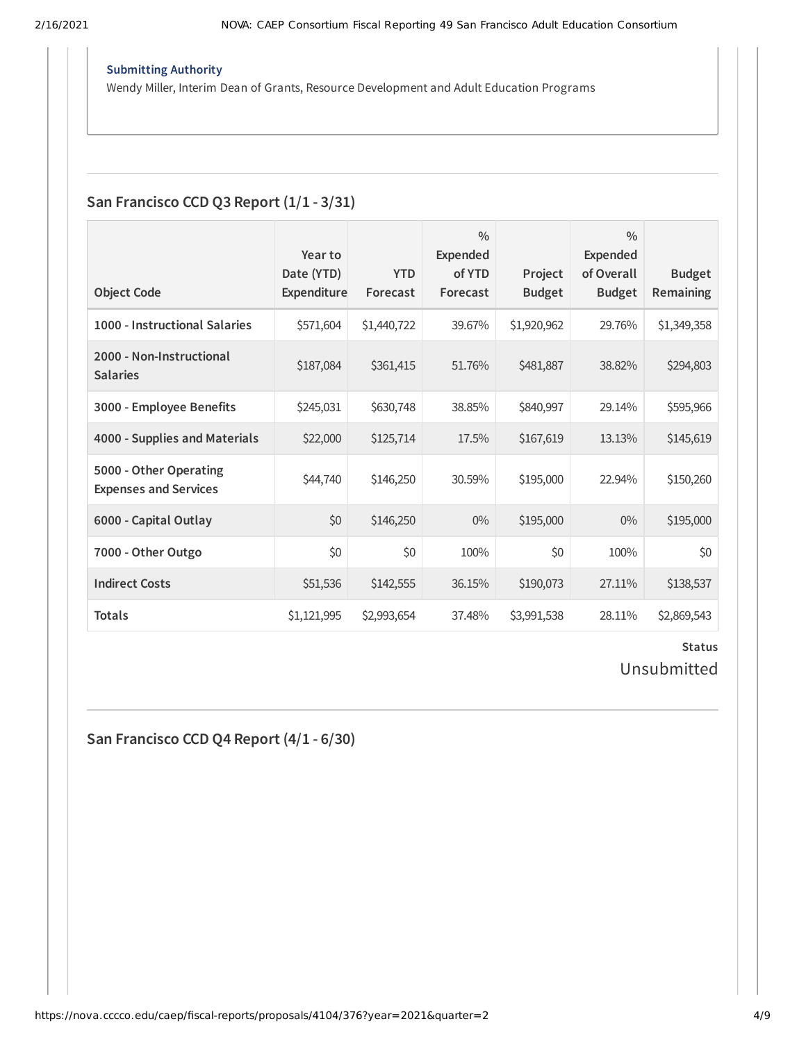**Submitting Authority**

Wendy Miller, Interim Dean of Grants, Resource Development and Adult Education Programs

## San Francisco CCD Q3 Report (1/1 - 3/31)

| Object Code | Year to Date (YTD) Expenditure | YTD Forecast | % Expended of YTD Forecast | Project Budget | % Expended of Overall Budget | Budget Remaining |
|---|---|---|---|---|---|---|
| **1000 - Instructional Salaries** | $571,604 | $1,440,722 | 39.67% | $1,920,962 | 29.76% | $1,349,358 |
| **2000 - Non-Instructional Salaries** | $187,084 | $361,415 | 51.76% | $481,887 | 38.82% | $294,803 |
| **3000 - Employee Benefits** | $245,031 | $630,748 | 38.85% | $840,997 | 29.14% | $595,966 |
| **4000 - Supplies and Materials** | $22,000 | $125,714 | 17.5% | $167,619 | 13.13% | $145,619 |
| **5000 - Other Operating Expenses and Services** | $44,740 | $146,250 | 30.59% | $195,000 | 22.94% | $150,260 |
| **6000 - Capital Outlay** | $0 | $146,250 | 0% | $195,000 | 0% | $195,000 |
| **7000 - Other Outgo** | $0 | $0 | 100% | $0 | 100% | $0 |
| **Indirect Costs** | $51,536 | $142,555 | 36.15% | $190,073 | 27.11% | $138,537 |
| **Totals** | $1,121,995 | $2,993,654 | 37.48% | $3,991,538 | 28.11% | $2,869,543 |

**Status**

Unsubmitted

## San Francisco CCD Q4 Report (4/1 - 6/30)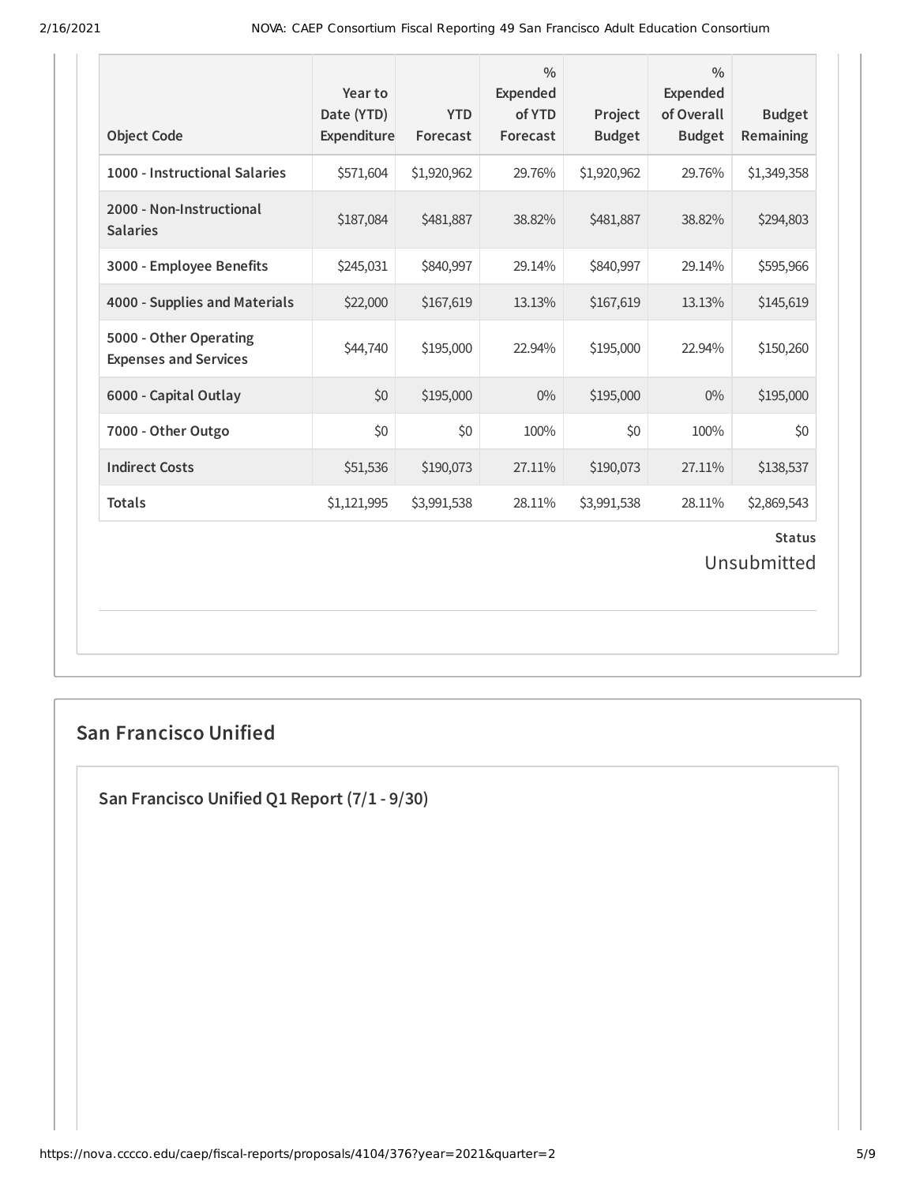| Object Code | Year to Date (YTD) Expenditure | YTD Forecast | % Expended of YTD Forecast | Project Budget | % Expended of Overall Budget | Budget Remaining |
|---|---|---|---|---|---|---|
| 1000 - Instructional Salaries | $571,604 | $1,920,962 | 29.76% | $1,920,962 | 29.76% | $1,349,358 |
| 2000 - Non-Instructional Salaries | $187,084 | $481,887 | 38.82% | $481,887 | 38.82% | $294,803 |
| 3000 - Employee Benefits | $245,031 | $840,997 | 29.14% | $840,997 | 29.14% | $595,966 |
| 4000 - Supplies and Materials | $22,000 | $167,619 | 13.13% | $167,619 | 13.13% | $145,619 |
| 5000 - Other Operating Expenses and Services | $44,740 | $195,000 | 22.94% | $195,000 | 22.94% | $150,260 |
| 6000 - Capital Outlay | $0 | $195,000 | 0% | $195,000 | 0% | $195,000 |
| 7000 - Other Outgo | $0 | $0 | 100% | $0 | 100% | $0 |
| Indirect Costs | $51,536 | $190,073 | 27.11% | $190,073 | 27.11% | $138,537 |
| Totals | $1,121,995 | $3,991,538 | 28.11% | $3,991,538 | 28.11% | $2,869,543 |

**Status**

Unsubmitted

## San Francisco Unified

### San Francisco Unified Q1 Report (7/1 - 9/30)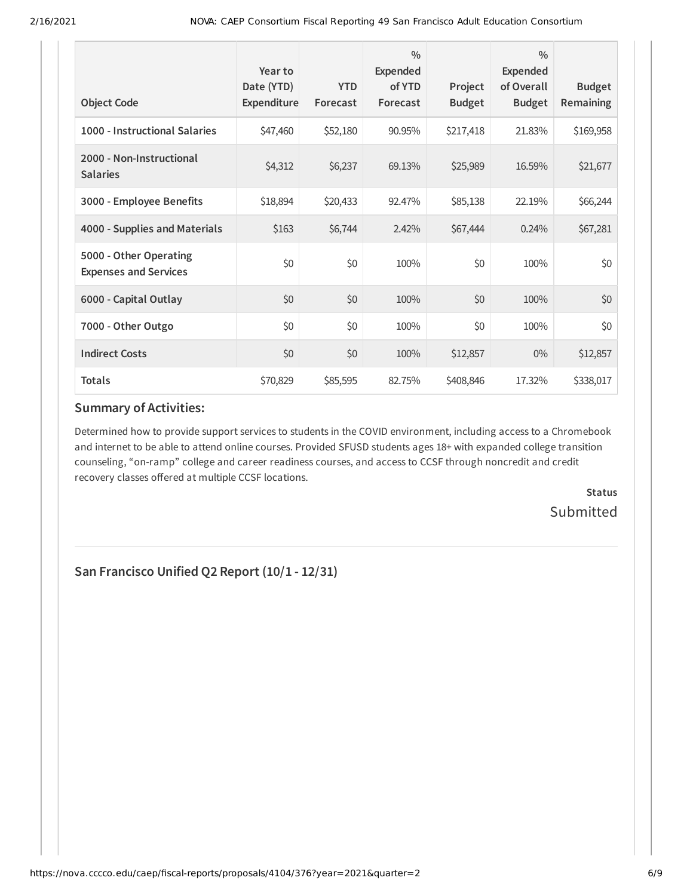| Object Code | Year to Date (YTD) Expenditure | YTD Forecast | % Expended of YTD Forecast | Project Budget | % Expended of Overall Budget | Budget Remaining |
|---|---|---|---|---|---|---|
| **1000 - Instructional Salaries** | $47,460 | $52,180 | 90.95% | $217,418 | 21.83% | $169,958 |
| **2000 - Non-Instructional Salaries** | $4,312 | $6,237 | 69.13% | $25,989 | 16.59% | $21,677 |
| **3000 - Employee Benefits** | $18,894 | $20,433 | 92.47% | $85,138 | 22.19% | $66,244 |
| **4000 - Supplies and Materials** | $163 | $6,744 | 2.42% | $67,444 | 0.24% | $67,281 |
| **5000 - Other Operating Expenses and Services** | $0 | $0 | 100% | $0 | 100% | $0 |
| **6000 - Capital Outlay** | $0 | $0 | 100% | $0 | 100% | $0 |
| **7000 - Other Outgo** | $0 | $0 | 100% | $0 | 100% | $0 |
| **Indirect Costs** | $0 | $0 | 100% | $12,857 | 0% | $12,857 |
| **Totals** | $70,829 | $85,595 | 82.75% | $408,846 | 17.32% | $338,017 |

### Summary of Activities:

Determined how to provide support services to students in the COVID environment, including access to a Chromebook and internet to be able to attend online courses. Provided SFUSD students ages 18+ with expanded college transition counseling, "on-ramp" college and career readiness courses, and access to CCSF through noncredit and credit recovery classes offered at multiple CCSF locations.

**Status**

Submitted

---

## San Francisco Unified Q2 Report (10/1 - 12/31)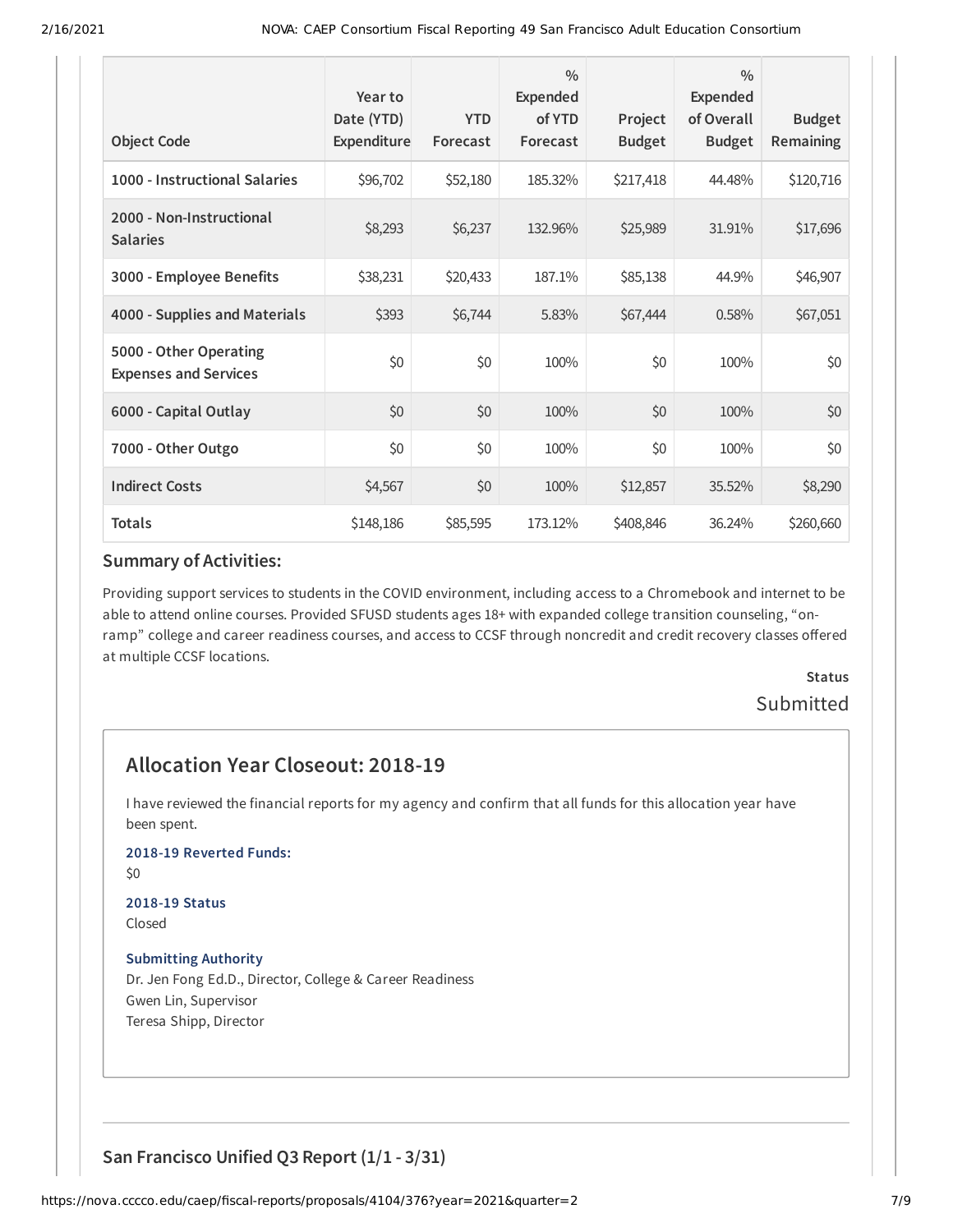| Object Code | Year to Date (YTD) Expenditure | YTD Forecast | % Expended of YTD Forecast | Project Budget | % Expended of Overall Budget | Budget Remaining |
|---|---|---|---|---|---|---|
| 1000 - Instructional Salaries | $96,702 | $52,180 | 185.32% | $217,418 | 44.48% | $120,716 |
| 2000 - Non-Instructional Salaries | $8,293 | $6,237 | 132.96% | $25,989 | 31.91% | $17,696 |
| 3000 - Employee Benefits | $38,231 | $20,433 | 187.1% | $85,138 | 44.9% | $46,907 |
| 4000 - Supplies and Materials | $393 | $6,744 | 5.83% | $67,444 | 0.58% | $67,051 |
| 5000 - Other Operating Expenses and Services | $0 | $0 | 100% | $0 | 100% | $0 |
| 6000 - Capital Outlay | $0 | $0 | 100% | $0 | 100% | $0 |
| 7000 - Other Outgo | $0 | $0 | 100% | $0 | 100% | $0 |
| Indirect Costs | $4,567 | $0 | 100% | $12,857 | 35.52% | $8,290 |
| Totals | $148,186 | $85,595 | 173.12% | $408,846 | 36.24% | $260,660 |

### Summary of Activities:

Providing support services to students in the COVID environment, including access to a Chromebook and internet to be able to attend online courses. Provided SFUSD students ages 18+ with expanded college transition counseling, "on-ramp" college and career readiness courses, and access to CCSF through noncredit and credit recovery classes offered at multiple CCSF locations.

**Status**

Submitted

## Allocation Year Closeout: 2018-19

I have reviewed the financial reports for my agency and confirm that all funds for this allocation year have been spent.

**2018-19 Reverted Funds:**

$0

**2018-19 Status**

Closed

**Submitting Authority**

Dr. Jen Fong Ed.D., Director, College & Career Readiness
Gwen Lin, Supervisor
Teresa Shipp, Director

## San Francisco Unified Q3 Report (1/1 - 3/31)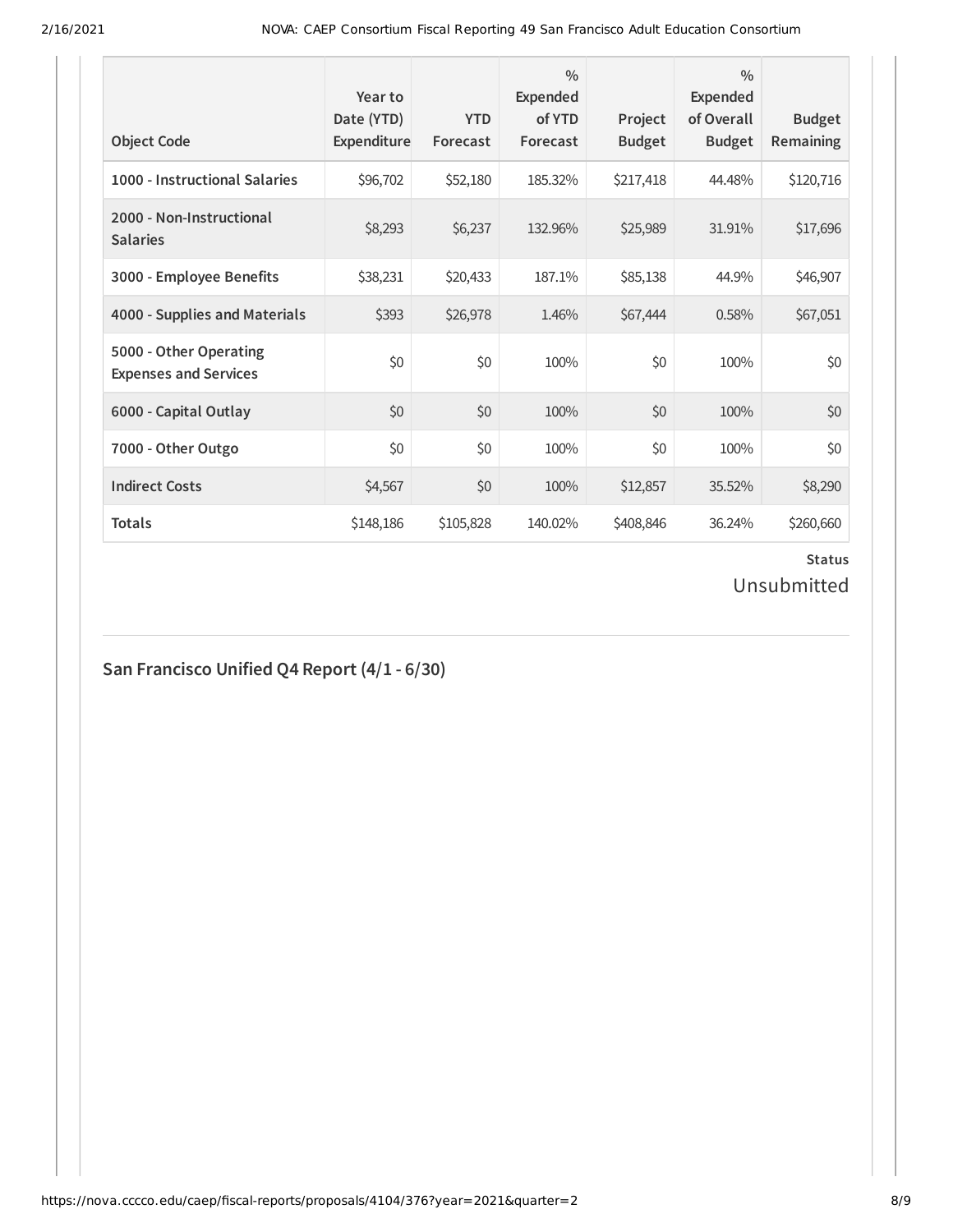| Object Code | Year to Date (YTD) Expenditure | YTD Forecast | % Expended of YTD Forecast | Project Budget | % Expended of Overall Budget | Budget Remaining |
|---|---|---|---|---|---|---|
| **1000 - Instructional Salaries** | $96,702 | $52,180 | 185.32% | $217,418 | 44.48% | $120,716 |
| **2000 - Non-Instructional Salaries** | $8,293 | $6,237 | 132.96% | $25,989 | 31.91% | $17,696 |
| **3000 - Employee Benefits** | $38,231 | $20,433 | 187.1% | $85,138 | 44.9% | $46,907 |
| **4000 - Supplies and Materials** | $393 | $26,978 | 1.46% | $67,444 | 0.58% | $67,051 |
| **5000 - Other Operating Expenses and Services** | $0 | $0 | 100% | $0 | 100% | $0 |
| **6000 - Capital Outlay** | $0 | $0 | 100% | $0 | 100% | $0 |
| **7000 - Other Outgo** | $0 | $0 | 100% | $0 | 100% | $0 |
| **Indirect Costs** | $4,567 | $0 | 100% | $12,857 | 35.52% | $8,290 |
| **Totals** | $148,186 | $105,828 | 140.02% | $408,846 | 36.24% | $260,660 |

**Status**

Unsubmitted

## San Francisco Unified Q4 Report (4/1 - 6/30)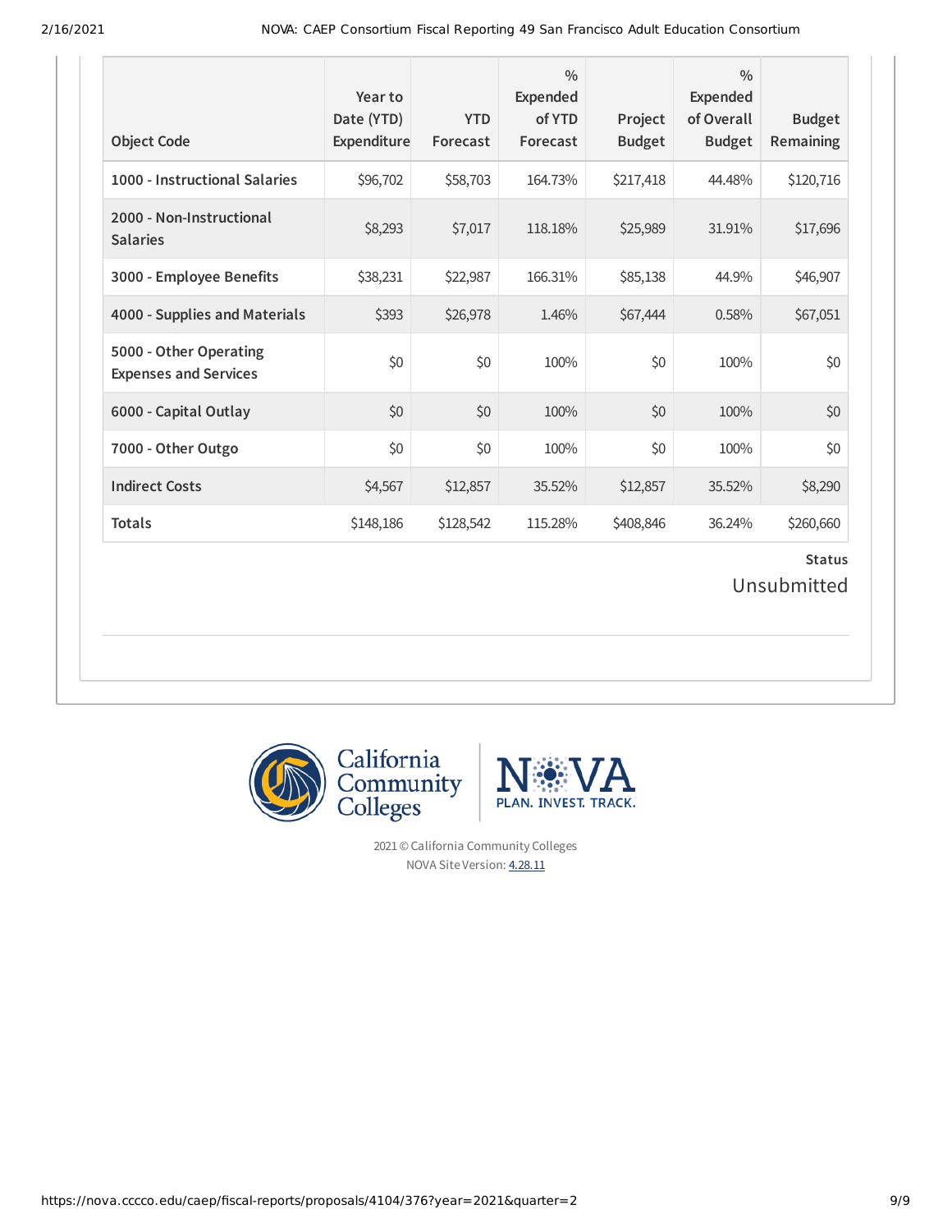| Object Code | Year to Date (YTD) Expenditure | YTD Forecast | % Expended of YTD Forecast | Project Budget | % Expended of Overall Budget | Budget Remaining |
|---|---|---|---|---|---|---|
| **1000 - Instructional Salaries** | $96,702 | $58,703 | 164.73% | $217,418 | 44.48% | $120,716 |
| **2000 - Non-Instructional Salaries** | $8,293 | $7,017 | 118.18% | $25,989 | 31.91% | $17,696 |
| **3000 - Employee Benefits** | $38,231 | $22,987 | 166.31% | $85,138 | 44.9% | $46,907 |
| **4000 - Supplies and Materials** | $393 | $26,978 | 1.46% | $67,444 | 0.58% | $67,051 |
| **5000 - Other Operating Expenses and Services** | $0 | $0 | 100% | $0 | 100% | $0 |
| **6000 - Capital Outlay** | $0 | $0 | 100% | $0 | 100% | $0 |
| **7000 - Other Outgo** | $0 | $0 | 100% | $0 | 100% | $0 |
| **Indirect Costs** | $4,567 | $12,857 | 35.52% | $12,857 | 35.52% | $8,290 |
| **Totals** | $148,186 | $128,542 | 115.28% | $408,846 | 36.24% | $260,660 |

**Status**

Unsubmitted

2021 © California Community Colleges

NOVA Site Version: 4.28.11